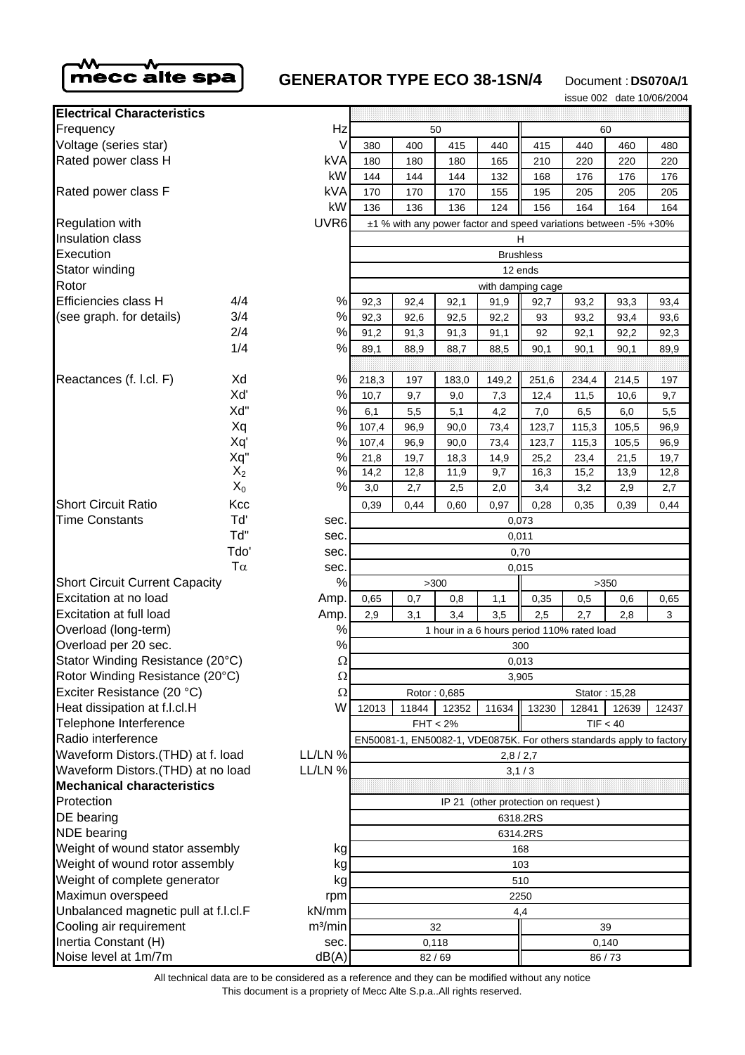mecc alte spa

# GENERATOR TYPE ECO 38-1SN/4

Document : **DS070A/1**

issue 002 date 10/06/2004

| | | | | | | | | | | |
|---|---|---|---|---|---|---|---|---|---|---|
| **Electrical Characteristics** | | | | | | | | | | |
| Frequency | | Hz | 50 | | | | 60 | | | |
| Voltage (series star) | | V | 380 | 400 | 415 | 440 | 415 | 440 | 460 | 480 |
| Rated power class H | | kVA | 180 | 180 | 180 | 165 | 210 | 220 | 220 | 220 |
| | | kW | 144 | 144 | 144 | 132 | 168 | 176 | 176 | 176 |
| Rated power class F | | kVA | 170 | 170 | 170 | 155 | 195 | 205 | 205 | 205 |
| | | kW | 136 | 136 | 136 | 124 | 156 | 164 | 164 | 164 |
| Regulation with | | UVR6 | ±1 % with any power factor and speed variations between -5% +30% | | | | | | | |
| Insulation class | | | H | | | | | | | |
| Execution | | | Brushless | | | | | | | |
| Stator winding | | | 12 ends | | | | | | | |
| Rotor | | | with damping cage | | | | | | | |
| Efficiencies class H | 4/4 | % | 92,3 | 92,4 | 92,1 | 91,9 | 92,7 | 93,2 | 93,3 | 93,4 |
| (see graph. for details) | 3/4 | % | 92,3 | 92,6 | 92,5 | 92,2 | 93 | 93,2 | 93,4 | 93,6 |
| | 2/4 | % | 91,2 | 91,3 | 91,3 | 91,1 | 92 | 92,1 | 92,2 | 92,3 |
| | 1/4 | % | 89,1 | 88,9 | 88,7 | 88,5 | 90,1 | 90,1 | 90,1 | 89,9 |
| Reactances (f. l.cl. F) | Xd | % | 218,3 | 197 | 183,0 | 149,2 | 251,6 | 234,4 | 214,5 | 197 |
| | Xd' | % | 10,7 | 9,7 | 9,0 | 7,3 | 12,4 | 11,5 | 10,6 | 9,7 |
| | Xd" | % | 6,1 | 5,5 | 5,1 | 4,2 | 7,0 | 6,5 | 6,0 | 5,5 |
| | Xq | % | 107,4 | 96,9 | 90,0 | 73,4 | 123,7 | 115,3 | 105,5 | 96,9 |
| | Xq' | % | 107,4 | 96,9 | 90,0 | 73,4 | 123,7 | 115,3 | 105,5 | 96,9 |
| | Xq" | % | 21,8 | 19,7 | 18,3 | 14,9 | 25,2 | 23,4 | 21,5 | 19,7 |
| | $X_2$ | % | 14,2 | 12,8 | 11,9 | 9,7 | 16,3 | 15,2 | 13,9 | 12,8 |
| | $X_0$ | % | 3,0 | 2,7 | 2,5 | 2,0 | 3,4 | 3,2 | 2,9 | 2,7 |
| Short Circuit Ratio | Kcc | | 0,39 | 0,44 | 0,60 | 0,97 | 0,28 | 0,35 | 0,39 | 0,44 |
| Time Constants | Td' | sec. | 0,073 | | | | | | | |
| | Td" | sec. | 0,011 | | | | | | | |
| | Tdo' | sec. | 0,70 | | | | | | | |
| | $T\alpha$ | sec. | 0,015 | | | | | | | |
| Short Circuit Current Capacity | | % | >300 | | | | >350 | | | |
| Excitation at no load | | Amp. | 0,65 | 0,7 | 0,8 | 1,1 | 0,35 | 0,5 | 0,6 | 0,65 |
| Excitation at full load | | Amp. | 2,9 | 3,1 | 3,4 | 3,5 | 2,5 | 2,7 | 2,8 | 3 |
| Overload (long-term) | | % | 1 hour in a 6 hours period 110% rated load | | | | | | | |
| Overload per 20 sec. | | % | 300 | | | | | | | |
| Stator Winding Resistance (20°C) | | Ω | 0,013 | | | | | | | |
| Rotor Winding Resistance (20°C) | | Ω | 3,905 | | | | | | | |
| Exciter Resistance (20 °C) | | Ω | Rotor : 0,685 | | | | Stator : 15,28 | | | |
| Heat dissipation at f.l.cl.H | | W | 12013 | 11844 | 12352 | 11634 | 13230 | 12841 | 12639 | 12437 |
| Telephone Interference | | | FHT < 2% | | | | TIF < 40 | | | |
| Radio interference | | | EN50081-1, EN50082-1, VDE0875K. For others standards apply to factory | | | | | | | |
| Waveform Distors.(THD) at f. load | | LL/LN % | 2,8 / 2,7 | | | | | | | |
| Waveform Distors.(THD) at no load | | LL/LN % | 3,1 / 3 | | | | | | | |
| **Mechanical characteristics** | | | | | | | | | | |
| Protection | | | IP 21 (other protection on request ) | | | | | | | |
| DE bearing | | | 6318.2RS | | | | | | | |
| NDE bearing | | | 6314.2RS | | | | | | | |
| Weight of wound stator assembly | | kg | 168 | | | | | | | |
| Weight of wound rotor assembly | | kg | 103 | | | | | | | |
| Weight of complete generator | | kg | 510 | | | | | | | |
| Maximun overspeed | | rpm | 2250 | | | | | | | |
| Unbalanced magnetic pull at f.l.cl.F | | kN/mm | 4,4 | | | | | | | |
| Cooling air requirement | | m³/min | 32 | | | | 39 | | | |
| Inertia Constant (H) | | sec. | 0,118 | | | | 0,140 | | | |
| Noise level at 1m/7m | | dB(A) | 82 / 69 | | | | 86 / 73 | | | |

All technical data are to be considered as a reference and they can be modified without any notice

This document is a propriety of Mecc Alte S.p.a..All rights reserved.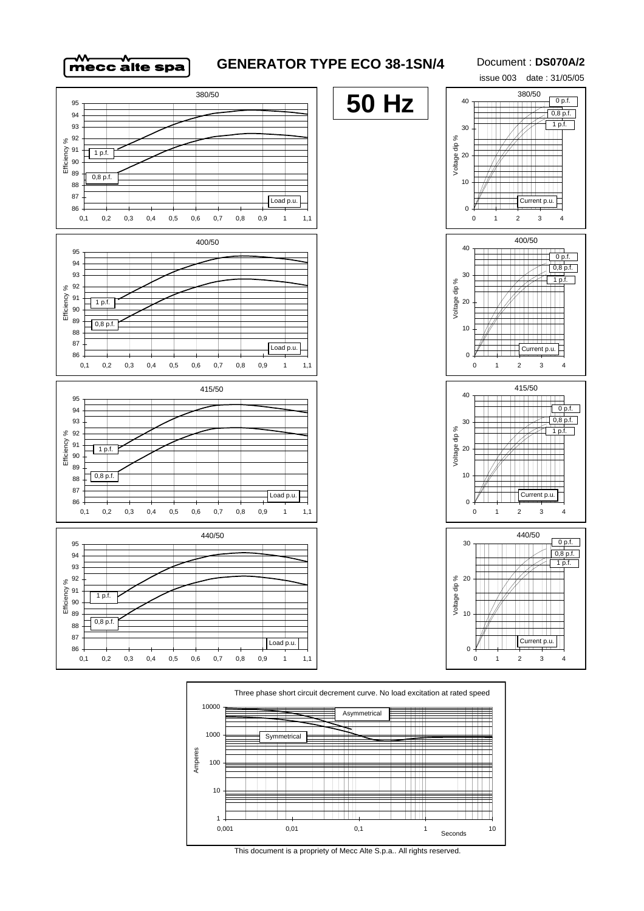# GENERATOR TYPE ECO 38-1SN/4

Document : **DS070A/2**

issue 003 date : 31/05/05

**50 Hz**

380/50

Efficiency % — 1 p.f., 0,8 p.f. — Load p.u.

400/50

Efficiency % — 1 p.f., 0,8 p.f. — Load p.u.

415/50

Efficiency % — 1 p.f., 0,8 p.f. — Load p.u.

440/50

Efficiency % — 1 p.f., 0,8 p.f. — Load p.u.

380/50

Voltage dip % — 0 p.f., 0,8 p.f., 1 p.f. — Current p.u.

400/50

Voltage dip % — 0 p.f., 0,8 p.f., 1 p.f. — Current p.u.

415/50

Voltage dip % — 0 p.f., 0,8 p.f., 1 p.f. — Current p.u.

440/50

Voltage dip % — 0 p.f., 0,8 p.f., 1 p.f. — Current p.u.

Three phase short circuit decrement curve. No load excitation at rated speed

Amperes — Asymmetrical — Symmetrical — Seconds

This document is a propriety of Mecc Alte S.p.a.. All rights reserved.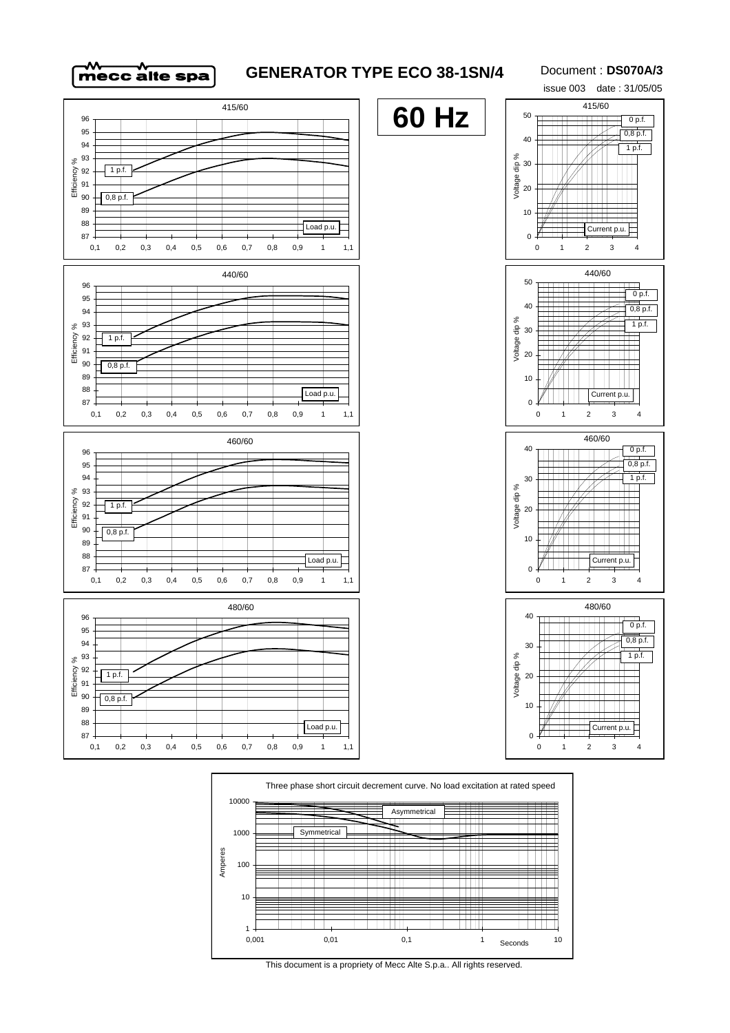# GENERATOR TYPE ECO 38-1SN/4

Document : **DS070A/3**

issue 003 date : 31/05/05

**60 Hz**

415/60

Efficiency %

96
95
94
93
92
91
90
89
88
87

1 p.f.
0,8 p.f.
Load p.u.

0,1 0,2 0,3 0,4 0,5 0,6 0,7 0,8 0,9 1 1,1

415/60

Voltage dip %

50
40
30
20
10
0

0 p.f.
0,8 p.f.
1 p.f.
Current p.u.

0 1 2 3 4

440/60

Efficiency %

96
95
94
93
92
91
90
89
88
87

1 p.f.
0,8 p.f.
Load p.u.

0,1 0,2 0,3 0,4 0,5 0,6 0,7 0,8 0,9 1 1,1

440/60

Voltage dip %

50
40
30
20
10
0

0 p.f.
0,8 p.f.
1 p.f.
Current p.u.

0 1 2 3 4

460/60

Efficiency %

96
95
94
93
92
91
90
89
88
87

1 p.f.
0,8 p.f.
Load p.u.

0,1 0,2 0,3 0,4 0,5 0,6 0,7 0,8 0,9 1 1,1

460/60

Voltage dip %

40
30
20
10
0

0 p.f.
0,8 p.f.
1 p.f.
Current p.u.

0 1 2 3 4

480/60

Efficiency %

96
95
94
93
92
91
90
89
88
87

1 p.f.
0,8 p.f.
Load p.u.

0,1 0,2 0,3 0,4 0,5 0,6 0,7 0,8 0,9 1 1,1

480/60

Voltage dip %

40
30
20
10
0

0 p.f.
0,8 p.f.
1 p.f.
Current p.u.

0 1 2 3 4

Three phase short circuit decrement curve. No load excitation at rated speed

Amperes

10000
1000
100
10
1

Asymmetrical
Symmetrical

0,001 0,01 0,1 1 10
Seconds

This document is a propriety of Mecc Alte S.p.a.. All rights reserved.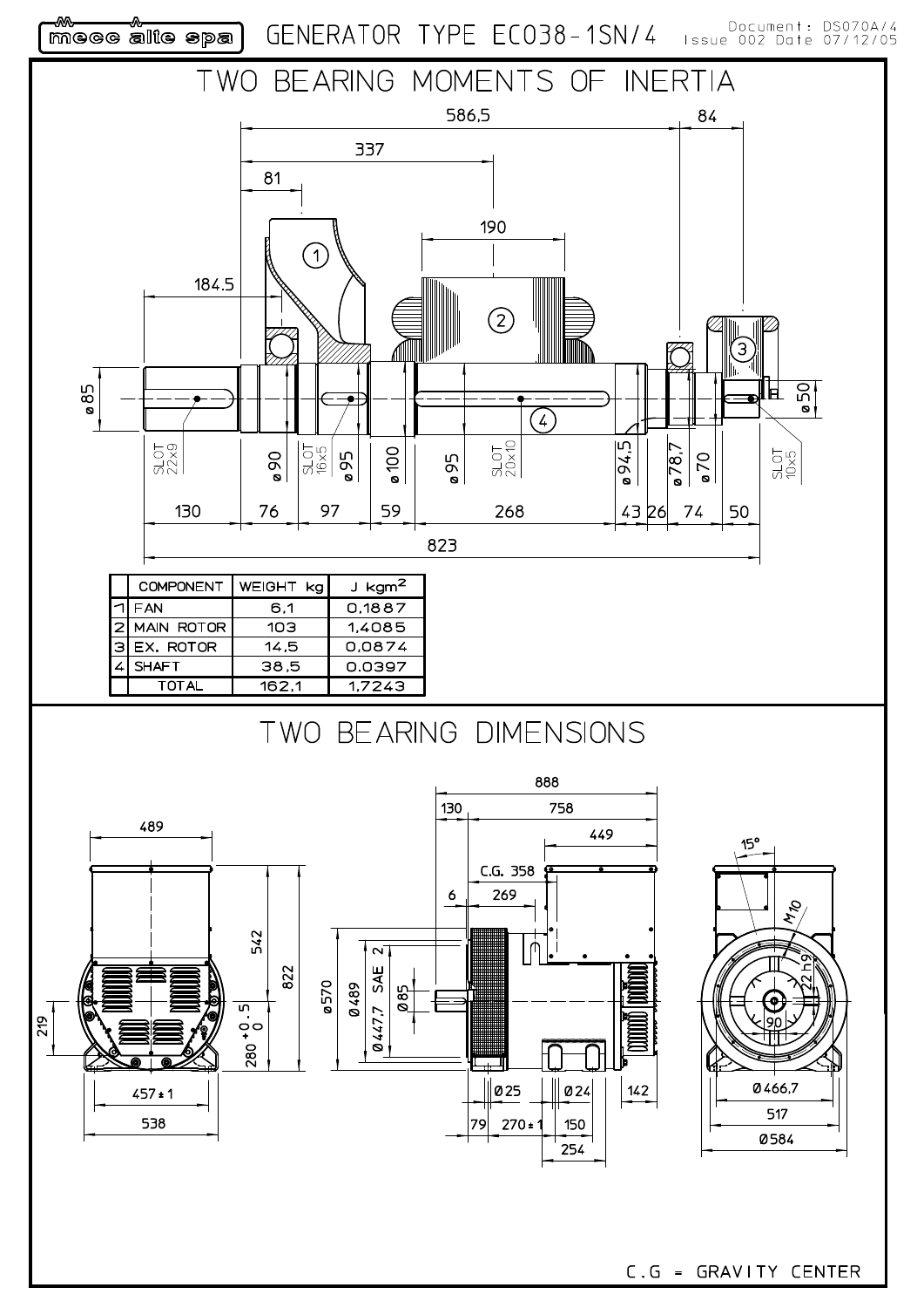# GENERATOR TYPE ECO38-1SN/4

Document: DS070A/4
Issue 002 Date 07/12/05

## TWO BEARING MOMENTS OF INERTIA

586,5
84
337
81
190
184.5
① ② ③ ④
ø85
ø50
SLOT 22x9
ø90
SLOT 16x5
ø95
ø100
ø95
SLOT 20x10
ø94,5
ø78,7
ø70
SLOT 10x5
130
76
97
59
268
43
26
74
50
823

| | COMPONENT | WEIGHT kg | J $kgm^2$ |
|---|---|---|---|
| 1 | FAN | 6,1 | 0,1887 |
| 2 | MAIN ROTOR | 103 | 1,4085 |
| 3 | EX. ROTOR | 14,5 | 0,0874 |
| 4 | SHAFT | 38,5 | 0.0397 |
| | TOTAL | 162,1 | 1,7243 |

## TWO BEARING DIMENSIONS

489
542
822
219
280 +0.5 0
457±1
538
888
130
758
449
C.G. 358
6
269
ø570
ø489
ø447,7 SAE 2
ø85
ø25
ø24
142
79
270±1
150
254
15°
M10
22h9
90
ø466,7
517
ø584

C.G = GRAVITY CENTER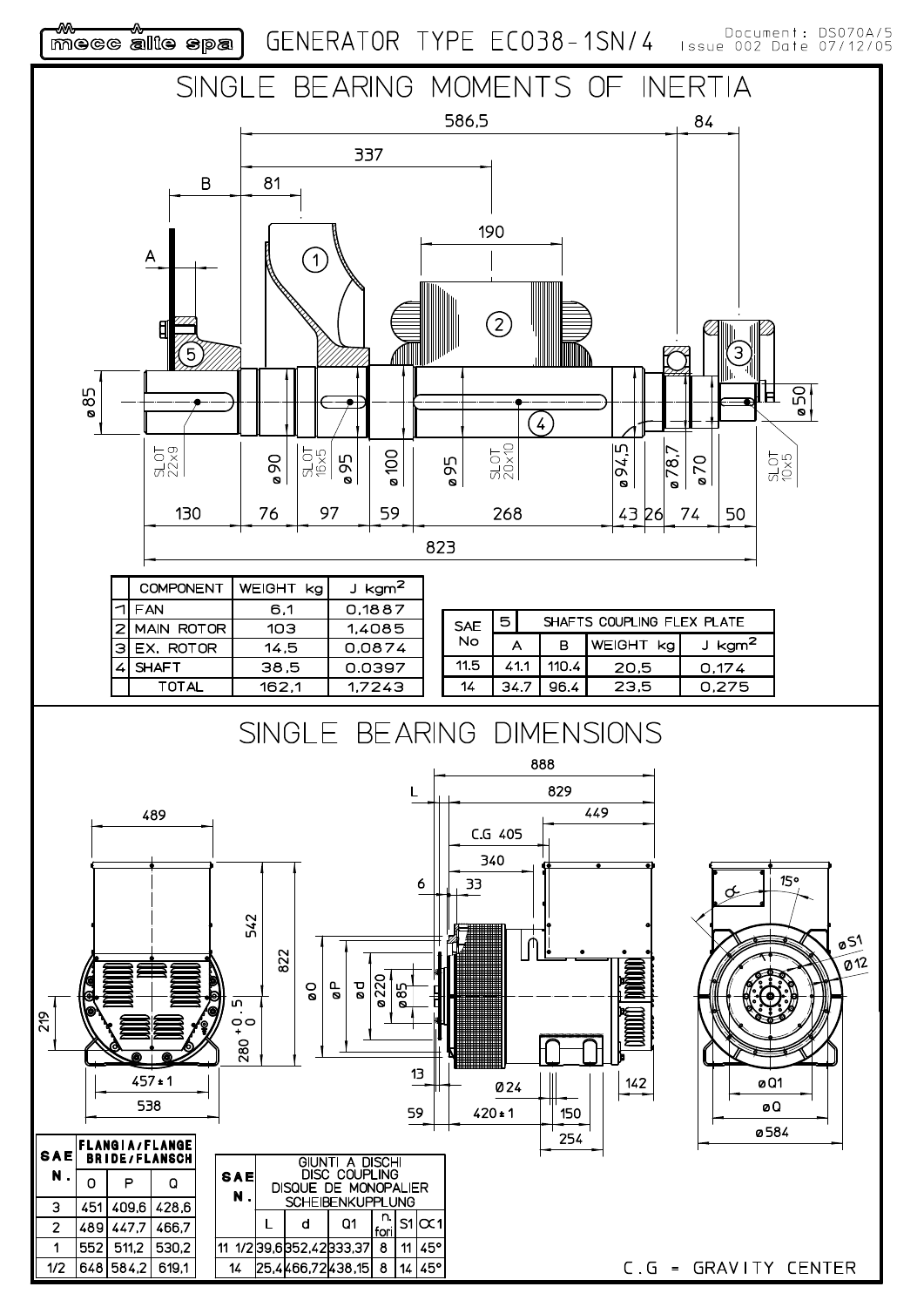# GENERATOR TYPE ECO38-1SN/4

Document: DS070A/5
Issue 002 Date 07/12/05

## SINGLE BEARING MOMENTS OF INERTIA

586,5
84
337
B
81
190
A
1
2
3
4
5
ø85
ø50
SLOT 22x9
ø90
SLOT 16x5
ø95
ø100
ø95
SLOT 20x10
ø94,5
ø78,7
ø70
SLOT 10x5
130
76
97
59
268
43
26
74
50
823

| | COMPONENT | WEIGHT kg | J kgm² |
|---|---|---|---|
| 1 | FAN | 6,1 | 0,1887 |
| 2 | MAIN ROTOR | 103 | 1,4085 |
| 3 | EX. ROTOR | 14,5 | 0,0874 |
| 4 | SHAFT | 38,5 | 0.0397 |
| | TOTAL | 162,1 | 1,7243 |

| SAE No | 5 SHAFTS COUPLING FLEX PLATE | | | |
|---|---|---|---|---|
| | A | B | WEIGHT kg | J kgm² |
| 11.5 | 41.1 | 110.4 | 20,5 | 0,174 |
| 14 | 34.7 | 96.4 | 23,5 | 0,275 |

## SINGLE BEARING DIMENSIONS

489
542
822
219
280 +0.5 0
457 ± 1
538
888
L
829
449
C.G 405
340
6
33
øO
øP
ød
ø220
ø85
13
ø24
59
420 ± 1
150
254
142
α
15°
øS1
ø12
øQ1
øQ
ø584

| SAE N. | FLANGIA/FLANGE BRIDE/FLANSCH | | |
|---|---|---|---|
| | O | P | Q |
| 3 | 451 | 409,6 | 428,6 |
| 2 | 489 | 447,7 | 466,7 |
| 1 | 552 | 511,2 | 530,2 |
| 1/2 | 648 | 584,2 | 619,1 |

| SAE N. | GIUNTI A DISCHI DISC COUPLING DISQUE DE MONOPALIER SCHEIBENKUPPLUNG | | | | | |
|---|---|---|---|---|---|---|
| | L | d | Q1 | n. fori | S1 | α1 |
| 11 1/2 | 39,6 | 352,42 | 333,37 | 8 | 11 | 45° |
| 14 | 25,4 | 466,72 | 438,15 | 8 | 14 | 45° |

C.G = GRAVITY CENTER